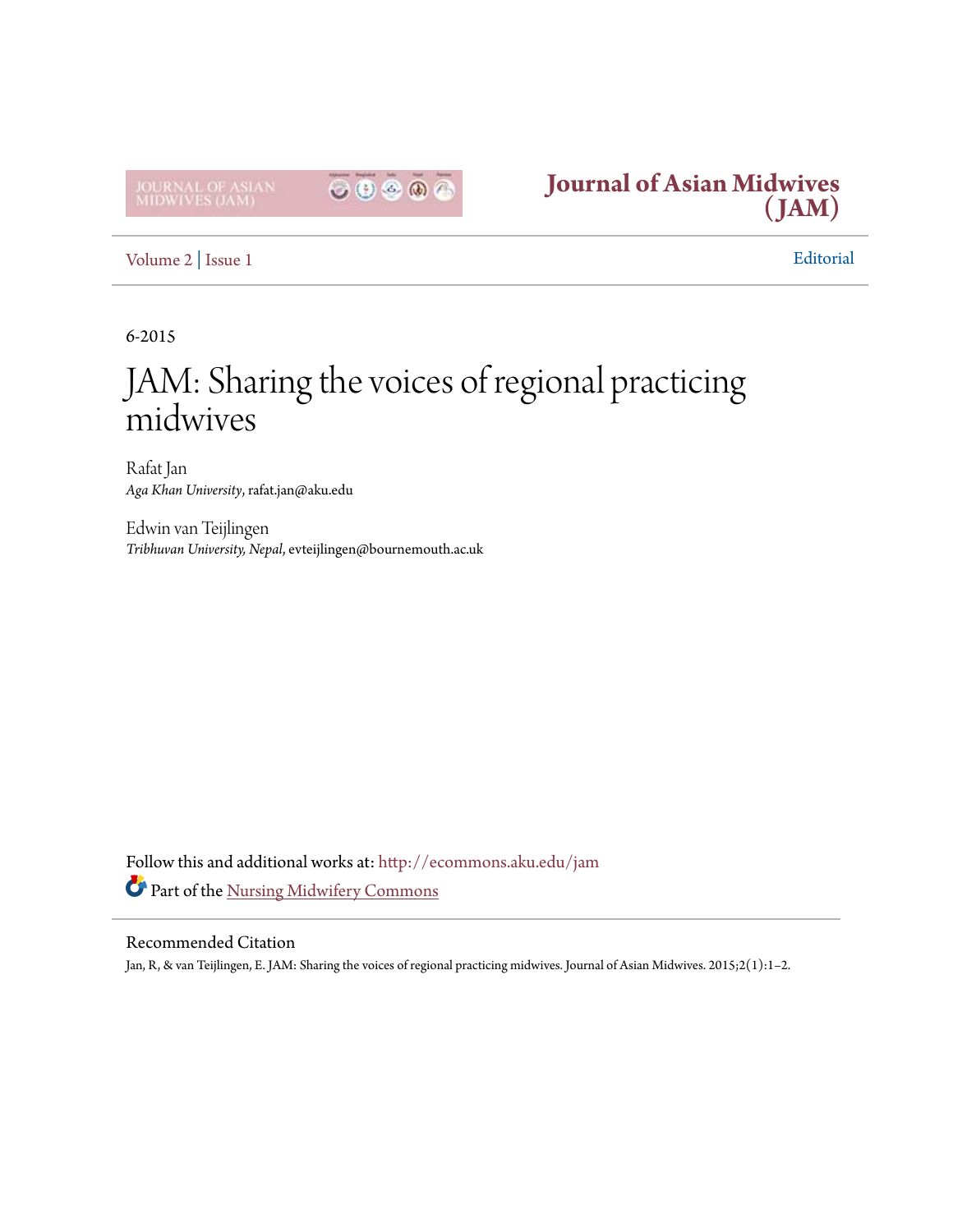# Journal of Asian Midwives (JAM)

Volume 2 | Issue 1

Editorial

6-2015

# JAM: Sharing the voices of regional practicing midwives

Rafat Jan
*Aga Khan University*, rafat.jan@aku.edu

Edwin van Teijlingen
*Tribhuvan University, Nepal*, evteijlingen@bournemouth.ac.uk

Follow this and additional works at: http://ecommons.aku.edu/jam

Part of the Nursing Midwifery Commons

## Recommended Citation

Jan, R, & van Teijlingen, E. JAM: Sharing the voices of regional practicing midwives. Journal of Asian Midwives. 2015;2(1):1–2.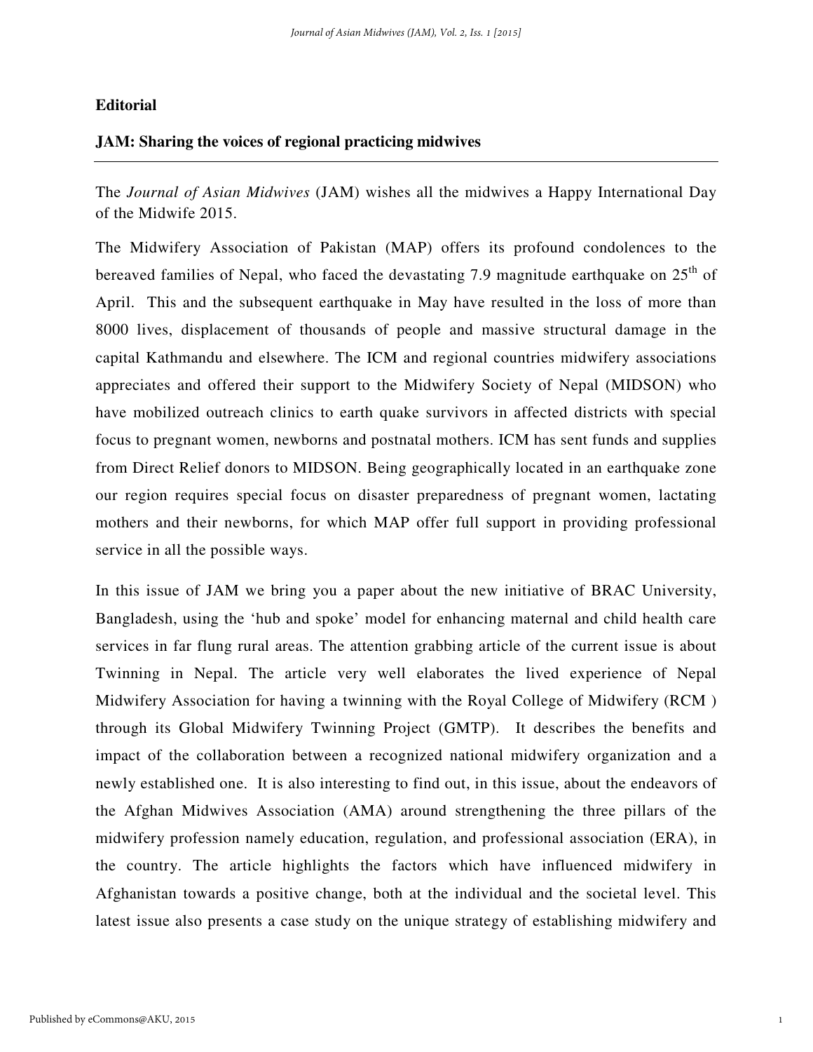**Editorial**

**JAM: Sharing the voices of regional practicing midwives**

---

The *Journal of Asian Midwives* (JAM) wishes all the midwives a Happy International Day of the Midwife 2015.

The Midwifery Association of Pakistan (MAP) offers its profound condolences to the bereaved families of Nepal, who faced the devastating 7.9 magnitude earthquake on 25th of April. This and the subsequent earthquake in May have resulted in the loss of more than 8000 lives, displacement of thousands of people and massive structural damage in the capital Kathmandu and elsewhere. The ICM and regional countries midwifery associations appreciates and offered their support to the Midwifery Society of Nepal (MIDSON) who have mobilized outreach clinics to earth quake survivors in affected districts with special focus to pregnant women, newborns and postnatal mothers. ICM has sent funds and supplies from Direct Relief donors to MIDSON. Being geographically located in an earthquake zone our region requires special focus on disaster preparedness of pregnant women, lactating mothers and their newborns, for which MAP offer full support in providing professional service in all the possible ways.

In this issue of JAM we bring you a paper about the new initiative of BRAC University, Bangladesh, using the 'hub and spoke' model for enhancing maternal and child health care services in far flung rural areas. The attention grabbing article of the current issue is about Twinning in Nepal. The article very well elaborates the lived experience of Nepal Midwifery Association for having a twinning with the Royal College of Midwifery (RCM ) through its Global Midwifery Twinning Project (GMTP). It describes the benefits and impact of the collaboration between a recognized national midwifery organization and a newly established one. It is also interesting to find out, in this issue, about the endeavors of the Afghan Midwives Association (AMA) around strengthening the three pillars of the midwifery profession namely education, regulation, and professional association (ERA), in the country. The article highlights the factors which have influenced midwifery in Afghanistan towards a positive change, both at the individual and the societal level. This latest issue also presents a case study on the unique strategy of establishing midwifery and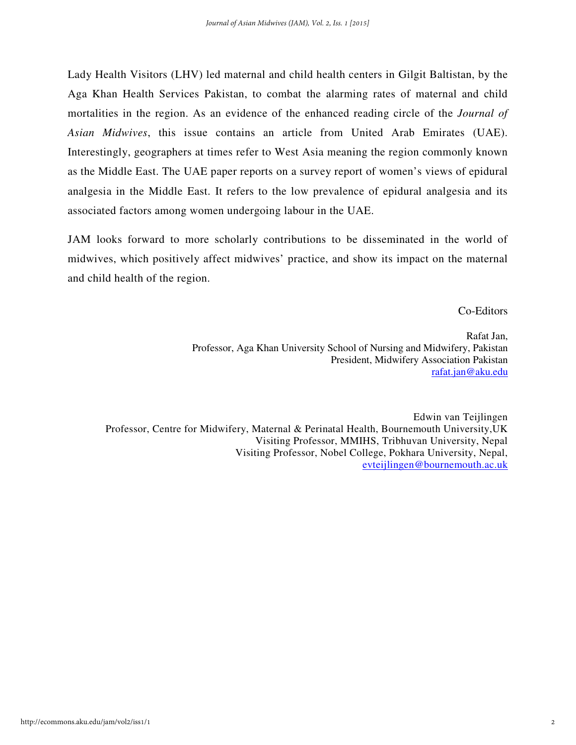Lady Health Visitors (LHV) led maternal and child health centers in Gilgit Baltistan, by the Aga Khan Health Services Pakistan, to combat the alarming rates of maternal and child mortalities in the region. As an evidence of the enhanced reading circle of the *Journal of Asian Midwives*, this issue contains an article from United Arab Emirates (UAE). Interestingly, geographers at times refer to West Asia meaning the region commonly known as the Middle East. The UAE paper reports on a survey report of women's views of epidural analgesia in the Middle East. It refers to the low prevalence of epidural analgesia and its associated factors among women undergoing labour in the UAE.

JAM looks forward to more scholarly contributions to be disseminated in the world of midwives, which positively affect midwives' practice, and show its impact on the maternal and child health of the region.

Co-Editors

Rafat Jan,
Professor, Aga Khan University School of Nursing and Midwifery, Pakistan
President, Midwifery Association Pakistan
rafat.jan@aku.edu

Edwin van Teijlingen
Professor, Centre for Midwifery, Maternal & Perinatal Health, Bournemouth University,UK
Visiting Professor, MMIHS, Tribhuvan University, Nepal
Visiting Professor, Nobel College, Pokhara University, Nepal,
evteijlingen@bournemouth.ac.uk